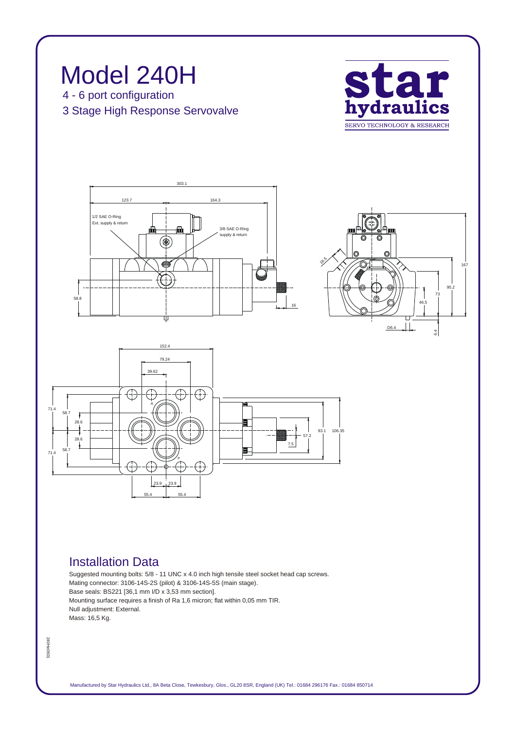# Model 240H

4 - 6 port configuration

3 Stage High Response Servovalve

star
hydraulics
SERVO TECHNOLOGY & RESEARCH

303.1

123.7

164.3

1/2 SAE O-Ring
Ext. supply & return

3/8 SAE O-Ring
supply & return

58.8

16

16.5

167

95.2

73

46.5

D6.4

6.4

152.4

79.24

39.62

71.4

58.7

28.6

28.6

58.7

71.4

R

P

93.1

106.35

57.2

7.5

23.9

23.9

55.4

55.4

## Installation Data

Suggested mounting bolts: 5/8 - 11 UNC x 4.0 inch high tensile steel socket head cap screws.
Mating connector: 3106-14S-2S (pilot) & 3106-14S-5S (main stage).
Base seals: BS221 [36,1 mm I/D x 3,53 mm section].
Mounting surface requires a finish of Ra 1,6 micron; flat within 0,05 mm TIR.
Null adjustment: External.
Mass: 16,5 Kg.

240H0601

Manufactured by Star Hydraulics Ltd., 8A Beta Close, Tewkesbury, Glos., GL20 8SR, England (UK) Tel.: 01684 296176 Fax.: 01684 850714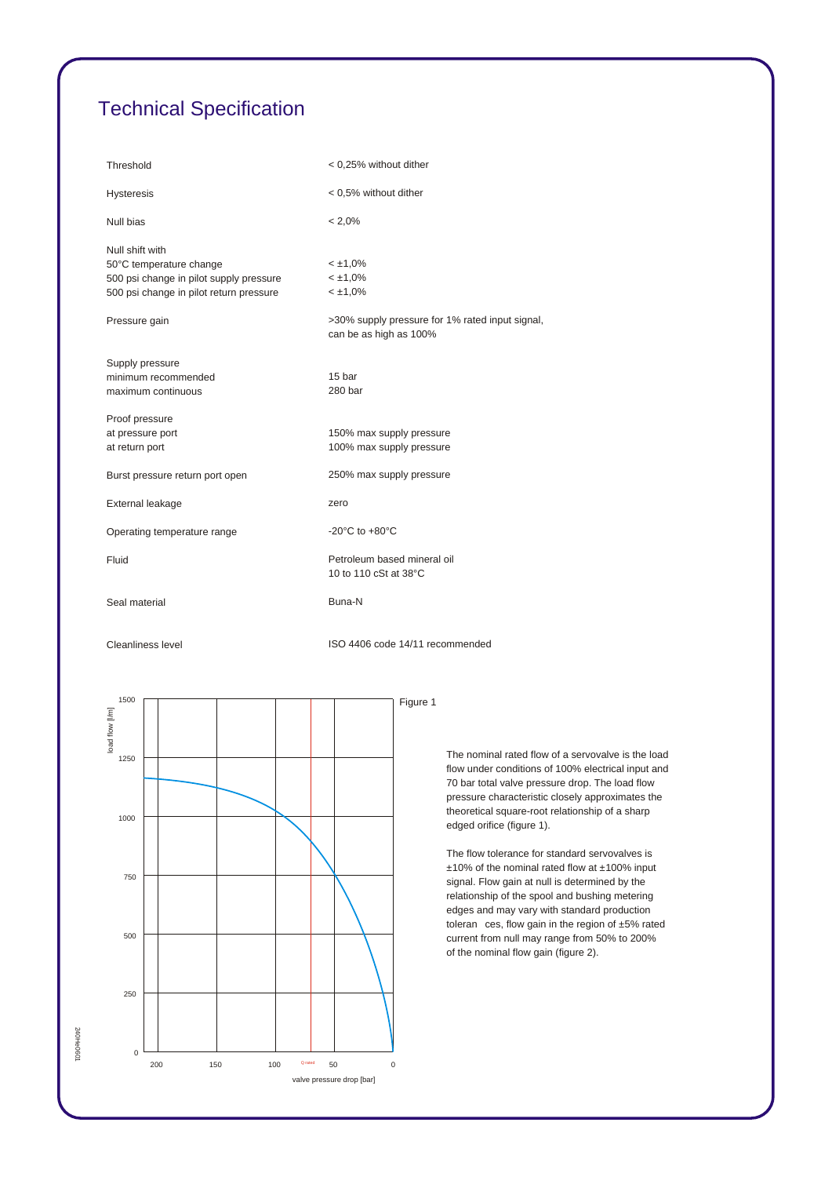# Technical Specification

| | |
|---|---|
| Threshold | < 0,25% without dither |
| Hysteresis | < 0,5% without dither |
| Null bias | < 2,0% |
| Null shift with<br>50°C temperature change<br>500 psi change in pilot supply pressure<br>500 psi change in pilot return pressure | <br>< ±1,0%<br>< ±1,0%<br>< ±1,0% |
| Pressure gain | >30% supply pressure for 1% rated input signal, can be as high as 100% |
| Supply pressure<br>minimum recommended<br>maximum continuous | <br>15 bar<br>280 bar |
| Proof pressure<br>at pressure port<br>at return port | <br>150% max supply pressure<br>100% max supply pressure |
| Burst pressure return port open | 250% max supply pressure |
| External leakage | zero |
| Operating temperature range | -20°C to +80°C |
| Fluid | Petroleum based mineral oil<br>10 to 110 cSt at 38°C |
| Seal material | Buna-N |
| Cleanliness level | ISO 4406 code 14/11 recommended |

load flow [l/m]

1500
1250
1000
750
500
250
0

200
150
100
Q rated
50
0

valve pressure drop [bar]

Figure 1

The nominal rated flow of a servovalve is the load flow under conditions of 100% electrical input and 70 bar total valve pressure drop. The load flow pressure characteristic closely approximates the theoretical square-root relationship of a sharp edged orifice (figure 1).

The flow tolerance for standard servovalves is ±10% of the nominal rated flow at ±100% input signal. Flow gain at null is determined by the relationship of the spool and bushing metering edges and may vary with standard production toleran ces, flow gain in the region of ±5% rated current from null may range from 50% to 200% of the nominal flow gain (figure 2).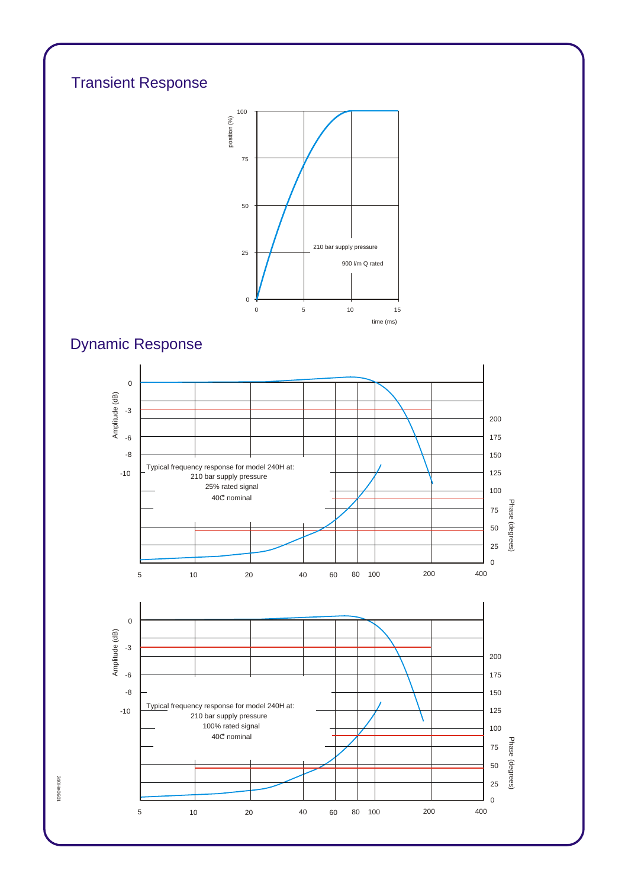## Transient Response

100

75

50

25

0

position (%)

0 5 10 15

time (ms)

210 bar supply pressure

900 l/m Q rated

## Dynamic Response

0

-3

-6

-8

-10

Amplitude (dB)

200

175

150

125

100

75

50

25

0

Phase (degrees)

5 10 20 40 60 80 100 200 400

Typical frequency response for model 240H at:
210 bar supply pressure
25% rated signal
40C nominal

0

-3

-6

-8

-10

Amplitude (dB)

200

175

150

125

100

75

50

25

0

Phase (degrees)

5 10 20 40 60 80 100 200 400

Typical frequency response for model 240H at:
210 bar supply pressure
100% rated signal
40C nominal

240H0601